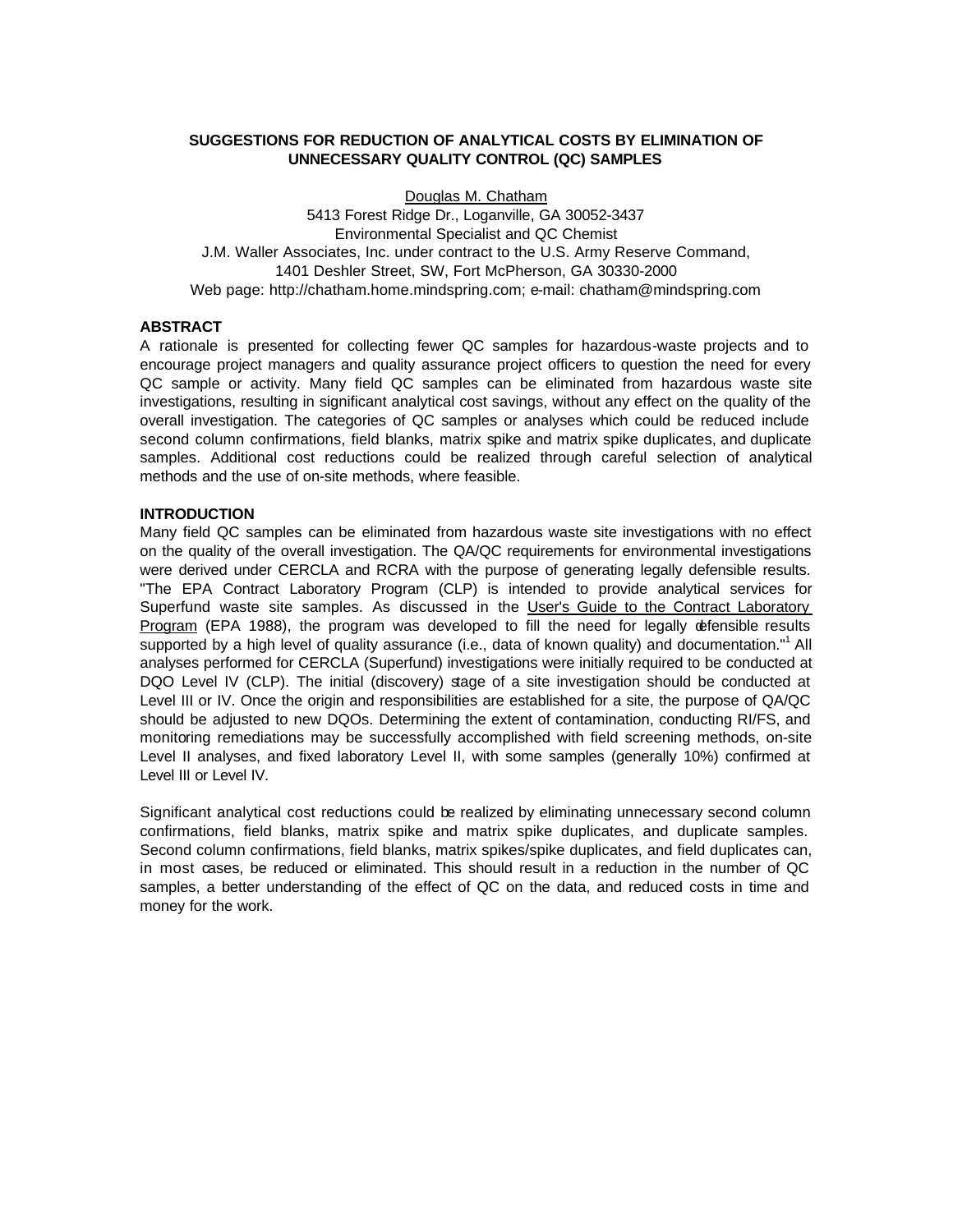# SUGGESTIONS FOR REDUCTION OF ANALYTICAL COSTS BY ELIMINATION OF UNNECESSARY QUALITY CONTROL (QC) SAMPLES

Douglas M. Chatham
5413 Forest Ridge Dr., Loganville, GA 30052-3437
Environmental Specialist and QC Chemist
J.M. Waller Associates, Inc. under contract to the U.S. Army Reserve Command,
1401 Deshler Street, SW, Fort McPherson, GA 30330-2000
Web page: http://chatham.home.mindspring.com; e-mail: chatham@mindspring.com

## ABSTRACT

A rationale is presented for collecting fewer QC samples for hazardous-waste projects and to encourage project managers and quality assurance project officers to question the need for every QC sample or activity. Many field QC samples can be eliminated from hazardous waste site investigations, resulting in significant analytical cost savings, without any effect on the quality of the overall investigation. The categories of QC samples or analyses which could be reduced include second column confirmations, field blanks, matrix spike and matrix spike duplicates, and duplicate samples. Additional cost reductions could be realized through careful selection of analytical methods and the use of on-site methods, where feasible.

## INTRODUCTION

Many field QC samples can be eliminated from hazardous waste site investigations with no effect on the quality of the overall investigation. The QA/QC requirements for environmental investigations were derived under CERCLA and RCRA with the purpose of generating legally defensible results. "The EPA Contract Laboratory Program (CLP) is intended to provide analytical services for Superfund waste site samples. As discussed in the User's Guide to the Contract Laboratory Program (EPA 1988), the program was developed to fill the need for legally defensible results supported by a high level of quality assurance (i.e., data of known quality) and documentation."[1] All analyses performed for CERCLA (Superfund) investigations were initially required to be conducted at DQO Level IV (CLP). The initial (discovery) stage of a site investigation should be conducted at Level III or IV. Once the origin and responsibilities are established for a site, the purpose of QA/QC should be adjusted to new DQOs. Determining the extent of contamination, conducting RI/FS, and monitoring remediations may be successfully accomplished with field screening methods, on-site Level II analyses, and fixed laboratory Level II, with some samples (generally 10%) confirmed at Level III or Level IV.

Significant analytical cost reductions could be realized by eliminating unnecessary second column confirmations, field blanks, matrix spike and matrix spike duplicates, and duplicate samples. Second column confirmations, field blanks, matrix spikes/spike duplicates, and field duplicates can, in most cases, be reduced or eliminated. This should result in a reduction in the number of QC samples, a better understanding of the effect of QC on the data, and reduced costs in time and money for the work.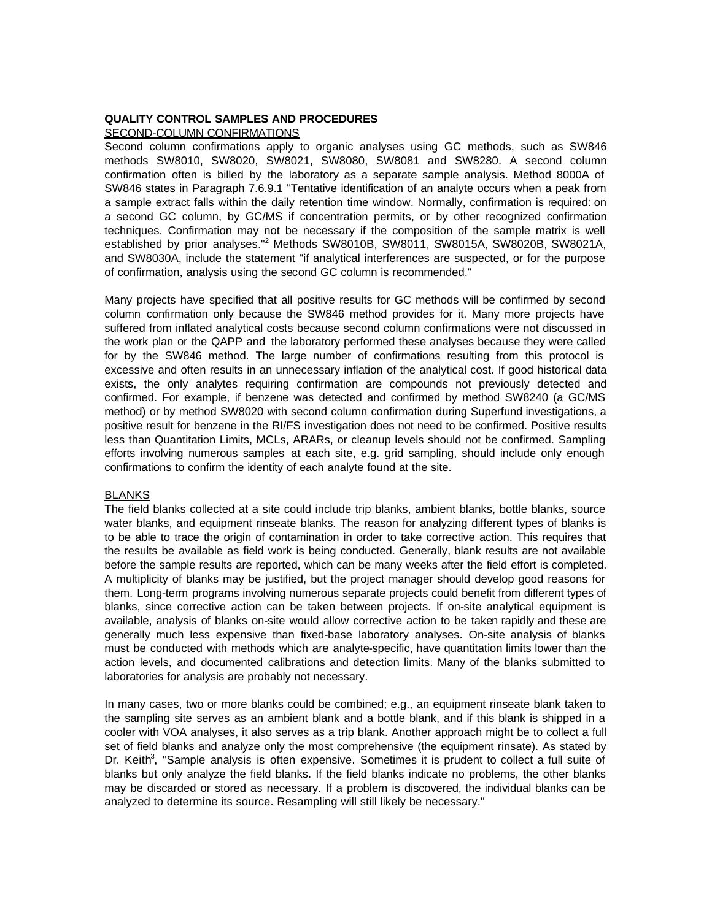**QUALITY CONTROL SAMPLES AND PROCEDURES**

SECOND-COLUMN CONFIRMATIONS

Second column confirmations apply to organic analyses using GC methods, such as SW846 methods SW8010, SW8020, SW8021, SW8080, SW8081 and SW8280. A second column confirmation often is billed by the laboratory as a separate sample analysis. Method 8000A of SW846 states in Paragraph 7.6.9.1 "Tentative identification of an analyte occurs when a peak from a sample extract falls within the daily retention time window. Normally, confirmation is required: on a second GC column, by GC/MS if concentration permits, or by other recognized confirmation techniques. Confirmation may not be necessary if the composition of the sample matrix is well established by prior analyses."[2] Methods SW8010B, SW8011, SW8015A, SW8020B, SW8021A, and SW8030A, include the statement "if analytical interferences are suspected, or for the purpose of confirmation, analysis using the second GC column is recommended."

Many projects have specified that all positive results for GC methods will be confirmed by second column confirmation only because the SW846 method provides for it. Many more projects have suffered from inflated analytical costs because second column confirmations were not discussed in the work plan or the QAPP and the laboratory performed these analyses because they were called for by the SW846 method. The large number of confirmations resulting from this protocol is excessive and often results in an unnecessary inflation of the analytical cost. If good historical data exists, the only analytes requiring confirmation are compounds not previously detected and confirmed. For example, if benzene was detected and confirmed by method SW8240 (a GC/MS method) or by method SW8020 with second column confirmation during Superfund investigations, a positive result for benzene in the RI/FS investigation does not need to be confirmed. Positive results less than Quantitation Limits, MCLs, ARARs, or cleanup levels should not be confirmed. Sampling efforts involving numerous samples at each site, e.g. grid sampling, should include only enough confirmations to confirm the identity of each analyte found at the site.

BLANKS

The field blanks collected at a site could include trip blanks, ambient blanks, bottle blanks, source water blanks, and equipment rinseate blanks. The reason for analyzing different types of blanks is to be able to trace the origin of contamination in order to take corrective action. This requires that the results be available as field work is being conducted. Generally, blank results are not available before the sample results are reported, which can be many weeks after the field effort is completed. A multiplicity of blanks may be justified, but the project manager should develop good reasons for them. Long-term programs involving numerous separate projects could benefit from different types of blanks, since corrective action can be taken between projects. If on-site analytical equipment is available, analysis of blanks on-site would allow corrective action to be taken rapidly and these are generally much less expensive than fixed-base laboratory analyses. On-site analysis of blanks must be conducted with methods which are analyte-specific, have quantitation limits lower than the action levels, and documented calibrations and detection limits. Many of the blanks submitted to laboratories for analysis are probably not necessary.

In many cases, two or more blanks could be combined; e.g., an equipment rinseate blank taken to the sampling site serves as an ambient blank and a bottle blank, and if this blank is shipped in a cooler with VOA analyses, it also serves as a trip blank. Another approach might be to collect a full set of field blanks and analyze only the most comprehensive (the equipment rinsate). As stated by Dr. Keith[3], "Sample analysis is often expensive. Sometimes it is prudent to collect a full suite of blanks but only analyze the field blanks. If the field blanks indicate no problems, the other blanks may be discarded or stored as necessary. If a problem is discovered, the individual blanks can be analyzed to determine its source. Resampling will still likely be necessary."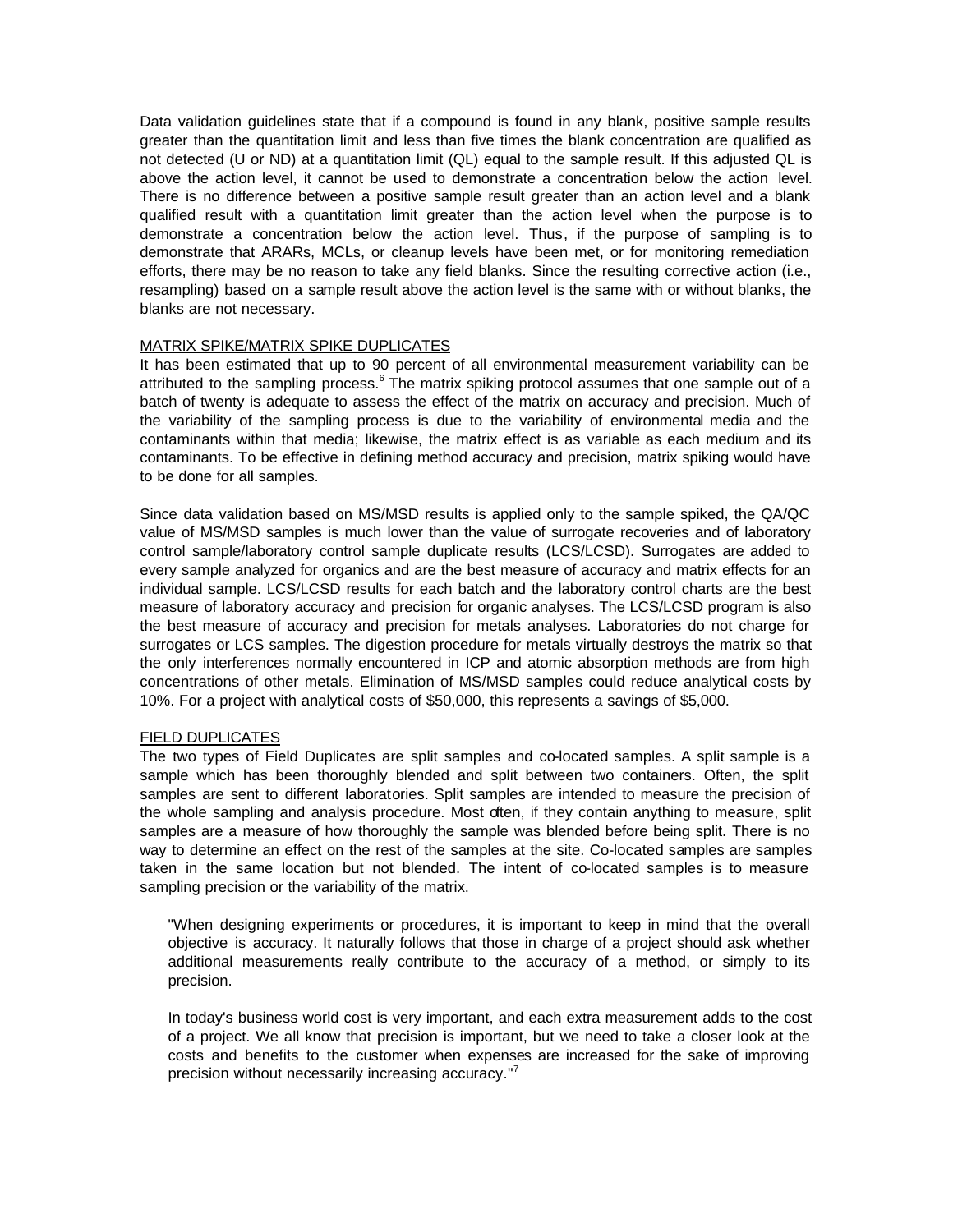Data validation guidelines state that if a compound is found in any blank, positive sample results greater than the quantitation limit and less than five times the blank concentration are qualified as not detected (U or ND) at a quantitation limit (QL) equal to the sample result. If this adjusted QL is above the action level, it cannot be used to demonstrate a concentration below the action level. There is no difference between a positive sample result greater than an action level and a blank qualified result with a quantitation limit greater than the action level when the purpose is to demonstrate a concentration below the action level. Thus, if the purpose of sampling is to demonstrate that ARARs, MCLs, or cleanup levels have been met, or for monitoring remediation efforts, there may be no reason to take any field blanks. Since the resulting corrective action (i.e., resampling) based on a sample result above the action level is the same with or without blanks, the blanks are not necessary.

## MATRIX SPIKE/MATRIX SPIKE DUPLICATES

It has been estimated that up to 90 percent of all environmental measurement variability can be attributed to the sampling process.[6] The matrix spiking protocol assumes that one sample out of a batch of twenty is adequate to assess the effect of the matrix on accuracy and precision. Much of the variability of the sampling process is due to the variability of environmental media and the contaminants within that media; likewise, the matrix effect is as variable as each medium and its contaminants. To be effective in defining method accuracy and precision, matrix spiking would have to be done for all samples.

Since data validation based on MS/MSD results is applied only to the sample spiked, the QA/QC value of MS/MSD samples is much lower than the value of surrogate recoveries and of laboratory control sample/laboratory control sample duplicate results (LCS/LCSD). Surrogates are added to every sample analyzed for organics and are the best measure of accuracy and matrix effects for an individual sample. LCS/LCSD results for each batch and the laboratory control charts are the best measure of laboratory accuracy and precision for organic analyses. The LCS/LCSD program is also the best measure of accuracy and precision for metals analyses. Laboratories do not charge for surrogates or LCS samples. The digestion procedure for metals virtually destroys the matrix so that the only interferences normally encountered in ICP and atomic absorption methods are from high concentrations of other metals. Elimination of MS/MSD samples could reduce analytical costs by 10%. For a project with analytical costs of $50,000, this represents a savings of $5,000.

## FIELD DUPLICATES

The two types of Field Duplicates are split samples and co-located samples. A split sample is a sample which has been thoroughly blended and split between two containers. Often, the split samples are sent to different laboratories. Split samples are intended to measure the precision of the whole sampling and analysis procedure. Most often, if they contain anything to measure, split samples are a measure of how thoroughly the sample was blended before being split. There is no way to determine an effect on the rest of the samples at the site. Co-located samples are samples taken in the same location but not blended. The intent of co-located samples is to measure sampling precision or the variability of the matrix.

> "When designing experiments or procedures, it is important to keep in mind that the overall objective is accuracy. It naturally follows that those in charge of a project should ask whether additional measurements really contribute to the accuracy of a method, or simply to its precision.
>
> In today's business world cost is very important, and each extra measurement adds to the cost of a project. We all know that precision is important, but we need to take a closer look at the costs and benefits to the customer when expenses are increased for the sake of improving precision without necessarily increasing accuracy."[7]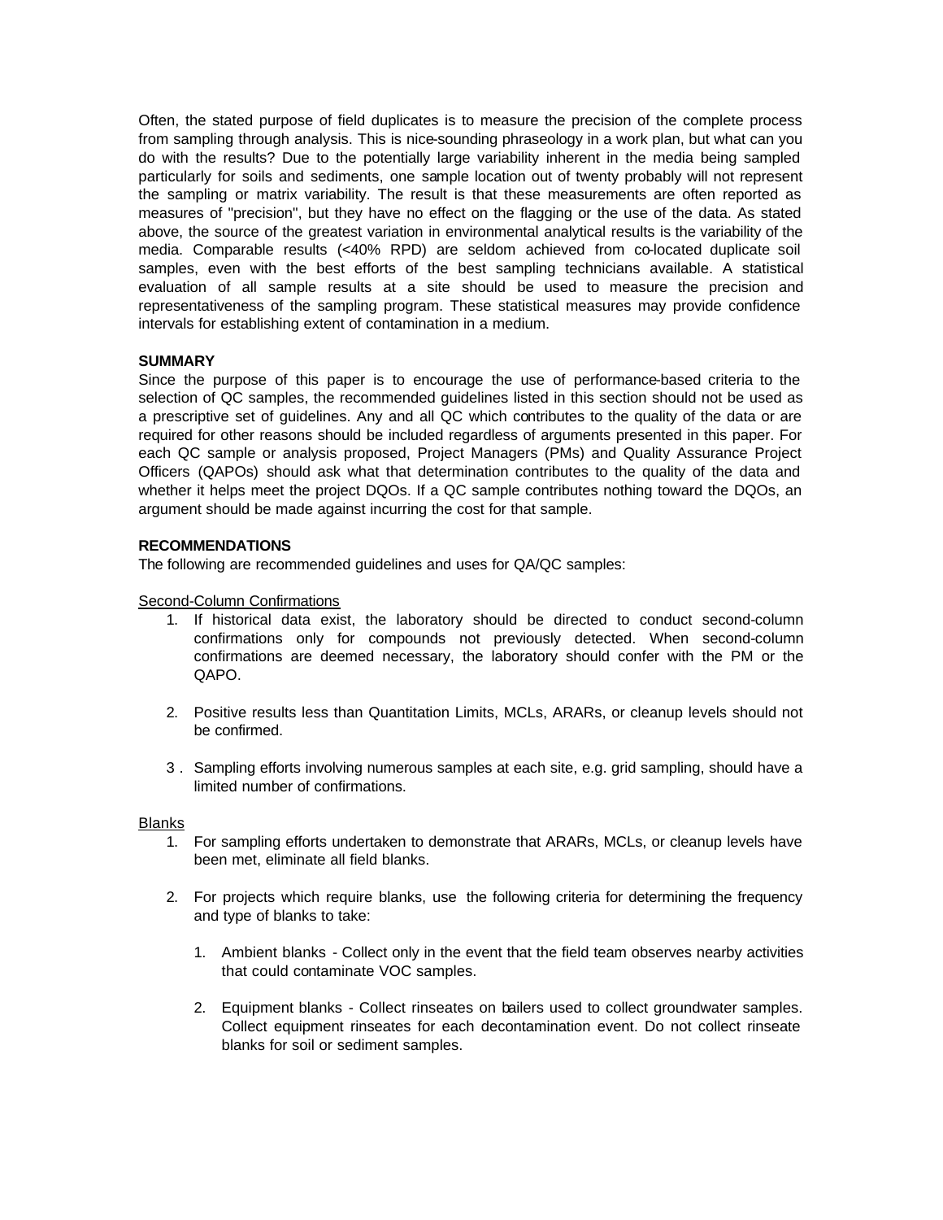Often, the stated purpose of field duplicates is to measure the precision of the complete process from sampling through analysis. This is nice-sounding phraseology in a work plan, but what can you do with the results? Due to the potentially large variability inherent in the media being sampled particularly for soils and sediments, one sample location out of twenty probably will not represent the sampling or matrix variability. The result is that these measurements are often reported as measures of "precision", but they have no effect on the flagging or the use of the data. As stated above, the source of the greatest variation in environmental analytical results is the variability of the media. Comparable results (<40% RPD) are seldom achieved from co-located duplicate soil samples, even with the best efforts of the best sampling technicians available. A statistical evaluation of all sample results at a site should be used to measure the precision and representativeness of the sampling program. These statistical measures may provide confidence intervals for establishing extent of contamination in a medium.

**SUMMARY**

Since the purpose of this paper is to encourage the use of performance-based criteria to the selection of QC samples, the recommended guidelines listed in this section should not be used as a prescriptive set of guidelines. Any and all QC which contributes to the quality of the data or are required for other reasons should be included regardless of arguments presented in this paper. For each QC sample or analysis proposed, Project Managers (PMs) and Quality Assurance Project Officers (QAPOs) should ask what that determination contributes to the quality of the data and whether it helps meet the project DQOs. If a QC sample contributes nothing toward the DQOs, an argument should be made against incurring the cost for that sample.

**RECOMMENDATIONS**

The following are recommended guidelines and uses for QA/QC samples:

Second-Column Confirmations

1. If historical data exist, the laboratory should be directed to conduct second-column confirmations only for compounds not previously detected. When second-column confirmations are deemed necessary, the laboratory should confer with the PM or the QAPO.

2. Positive results less than Quantitation Limits, MCLs, ARARs, or cleanup levels should not be confirmed.

3. Sampling efforts involving numerous samples at each site, e.g. grid sampling, should have a limited number of confirmations.

Blanks

1. For sampling efforts undertaken to demonstrate that ARARs, MCLs, or cleanup levels have been met, eliminate all field blanks.

2. For projects which require blanks, use the following criteria for determining the frequency and type of blanks to take:

    1. Ambient blanks - Collect only in the event that the field team observes nearby activities that could contaminate VOC samples.

    2. Equipment blanks - Collect rinseates on bailers used to collect groundwater samples. Collect equipment rinseates for each decontamination event. Do not collect rinseate blanks for soil or sediment samples.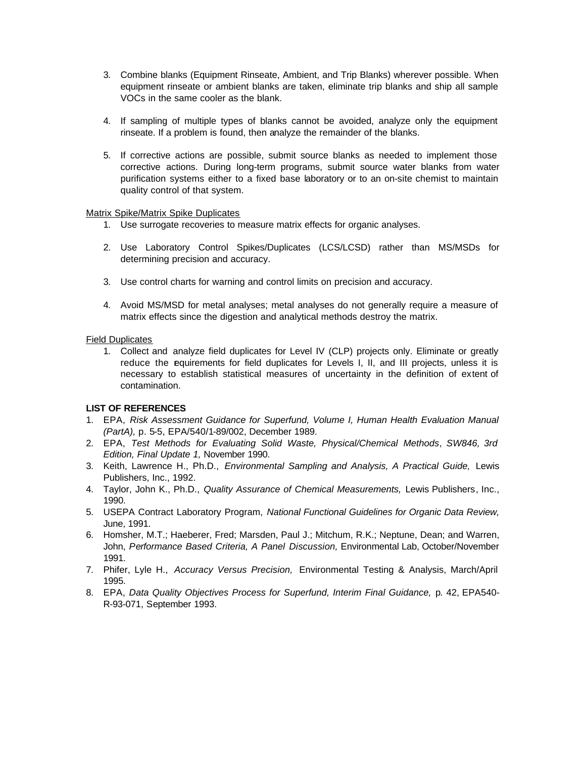3. Combine blanks (Equipment Rinseate, Ambient, and Trip Blanks) wherever possible. When equipment rinseate or ambient blanks are taken, eliminate trip blanks and ship all sample VOCs in the same cooler as the blank.

4. If sampling of multiple types of blanks cannot be avoided, analyze only the equipment rinseate. If a problem is found, then analyze the remainder of the blanks.

5. If corrective actions are possible, submit source blanks as needed to implement those corrective actions. During long-term programs, submit source water blanks from water purification systems either to a fixed base laboratory or to an on-site chemist to maintain quality control of that system.

Matrix Spike/Matrix Spike Duplicates

1. Use surrogate recoveries to measure matrix effects for organic analyses.

2. Use Laboratory Control Spikes/Duplicates (LCS/LCSD) rather than MS/MSDs for determining precision and accuracy.

3. Use control charts for warning and control limits on precision and accuracy.

4. Avoid MS/MSD for metal analyses; metal analyses do not generally require a measure of matrix effects since the digestion and analytical methods destroy the matrix.

Field Duplicates

1. Collect and analyze field duplicates for Level IV (CLP) projects only. Eliminate or greatly reduce the requirements for field duplicates for Levels I, II, and III projects, unless it is necessary to establish statistical measures of uncertainty in the definition of extent of contamination.

**LIST OF REFERENCES**

1. EPA, *Risk Assessment Guidance for Superfund, Volume I, Human Health Evaluation Manual (PartA),* p. 5-5, EPA/540/1-89/002, December 1989.
2. EPA, *Test Methods for Evaluating Solid Waste, Physical/Chemical Methods, SW846, 3rd Edition, Final Update 1,* November 1990.
3. Keith, Lawrence H., Ph.D., *Environmental Sampling and Analysis, A Practical Guide,* Lewis Publishers, Inc., 1992.
4. Taylor, John K., Ph.D., *Quality Assurance of Chemical Measurements,* Lewis Publishers, Inc., 1990.
5. USEPA Contract Laboratory Program, *National Functional Guidelines for Organic Data Review,* June, 1991.
6. Homsher, M.T.; Haeberer, Fred; Marsden, Paul J.; Mitchum, R.K.; Neptune, Dean; and Warren, John, *Performance Based Criteria, A Panel Discussion,* Environmental Lab, October/November 1991.
7. Phifer, Lyle H., *Accuracy Versus Precision,* Environmental Testing & Analysis, March/April 1995.
8. EPA, *Data Quality Objectives Process for Superfund, Interim Final Guidance,* p. 42, EPA540-R-93-071, September 1993.